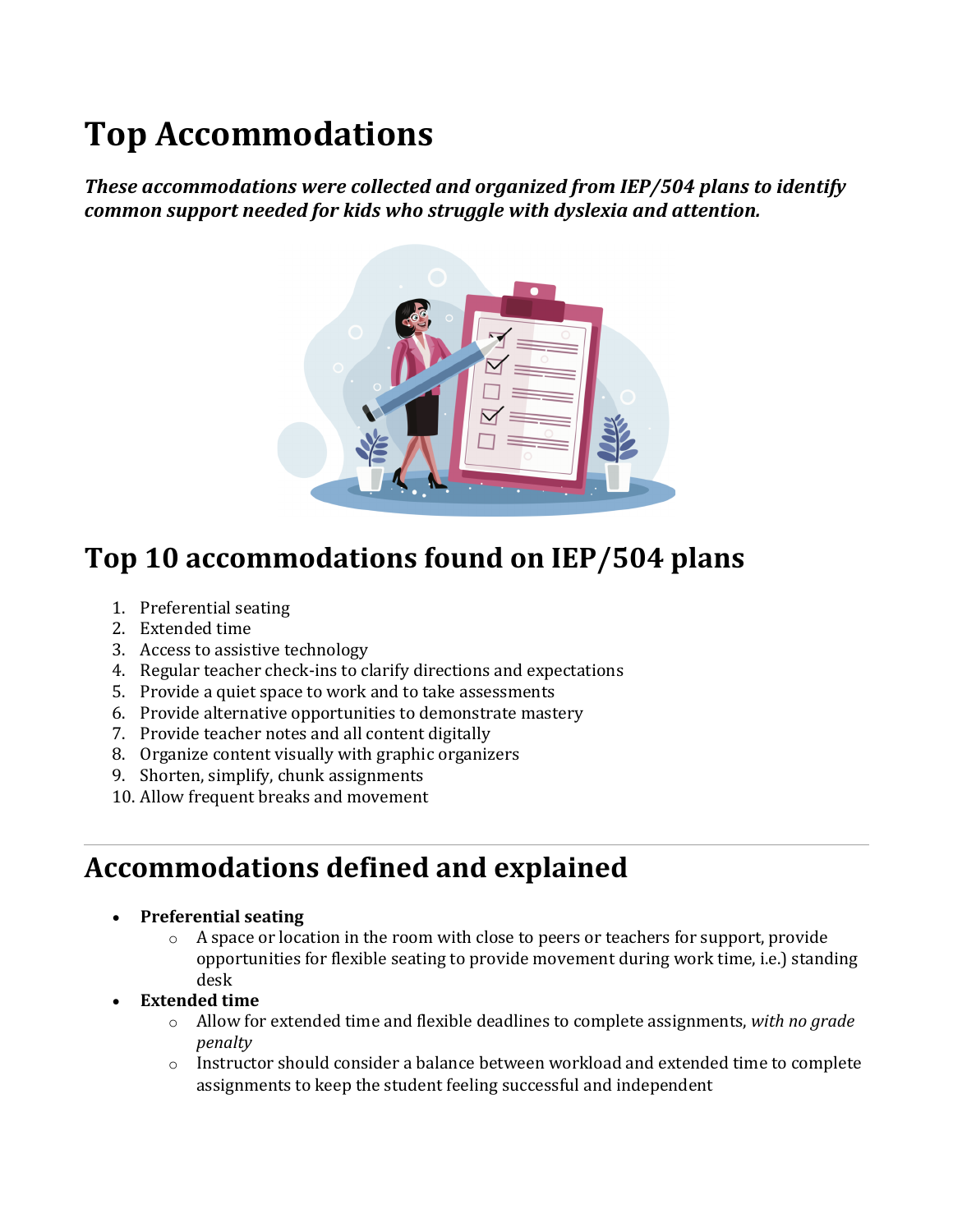# Top Accommodations

***These accommodations were collected and organized from IEP/504 plans to identify common support needed for kids who struggle with dyslexia and attention.***

## Top 10 accommodations found on IEP/504 plans

1. Preferential seating
2. Extended time
3. Access to assistive technology
4. Regular teacher check-ins to clarify directions and expectations
5. Provide a quiet space to work and to take assessments
6. Provide alternative opportunities to demonstrate mastery
7. Provide teacher notes and all content digitally
8. Organize content visually with graphic organizers
9. Shorten, simplify, chunk assignments
10. Allow frequent breaks and movement

---

## Accommodations defined and explained

- **Preferential seating**
  - A space or location in the room with close to peers or teachers for support, provide opportunities for flexible seating to provide movement during work time, i.e.) standing desk
- **Extended time**
  - Allow for extended time and flexible deadlines to complete assignments, *with no grade penalty*
  - Instructor should consider a balance between workload and extended time to complete assignments to keep the student feeling successful and independent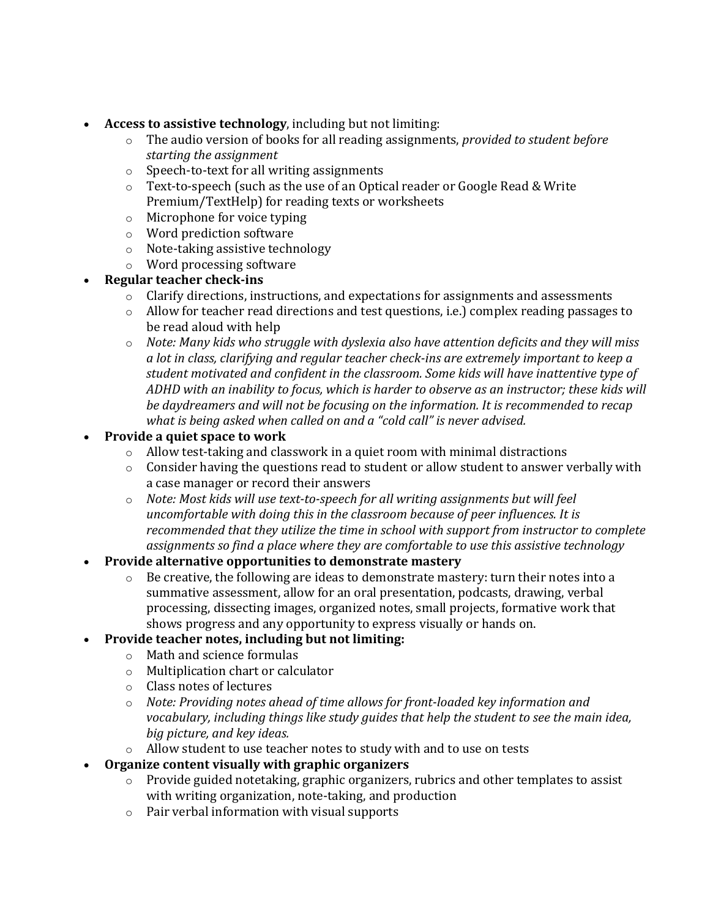- **Access to assistive technology**, including but not limiting:
    - The audio version of books for all reading assignments, *provided to student before starting the assignment*
    - Speech-to-text for all writing assignments
    - Text-to-speech (such as the use of an Optical reader or Google Read & Write Premium/TextHelp) for reading texts or worksheets
    - Microphone for voice typing
    - Word prediction software
    - Note-taking assistive technology
    - Word processing software
- **Regular teacher check-ins**
    - Clarify directions, instructions, and expectations for assignments and assessments
    - Allow for teacher read directions and test questions, i.e.) complex reading passages to be read aloud with help
    - *Note: Many kids who struggle with dyslexia also have attention deficits and they will miss a lot in class, clarifying and regular teacher check-ins are extremely important to keep a student motivated and confident in the classroom. Some kids will have inattentive type of ADHD with an inability to focus, which is harder to observe as an instructor; these kids will be daydreamers and will not be focusing on the information. It is recommended to recap what is being asked when called on and a "cold call" is never advised.*
- **Provide a quiet space to work**
    - Allow test-taking and classwork in a quiet room with minimal distractions
    - Consider having the questions read to student or allow student to answer verbally with a case manager or record their answers
    - *Note: Most kids will use text-to-speech for all writing assignments but will feel uncomfortable with doing this in the classroom because of peer influences. It is recommended that they utilize the time in school with support from instructor to complete assignments so find a place where they are comfortable to use this assistive technology*
- **Provide alternative opportunities to demonstrate mastery**
    - Be creative, the following are ideas to demonstrate mastery: turn their notes into a summative assessment, allow for an oral presentation, podcasts, drawing, verbal processing, dissecting images, organized notes, small projects, formative work that shows progress and any opportunity to express visually or hands on.
- **Provide teacher notes, including but not limiting:**
    - Math and science formulas
    - Multiplication chart or calculator
    - Class notes of lectures
    - *Note: Providing notes ahead of time allows for front-loaded key information and vocabulary, including things like study guides that help the student to see the main idea, big picture, and key ideas.*
    - Allow student to use teacher notes to study with and to use on tests
- **Organize content visually with graphic organizers**
    - Provide guided notetaking, graphic organizers, rubrics and other templates to assist with writing organization, note-taking, and production
    - Pair verbal information with visual supports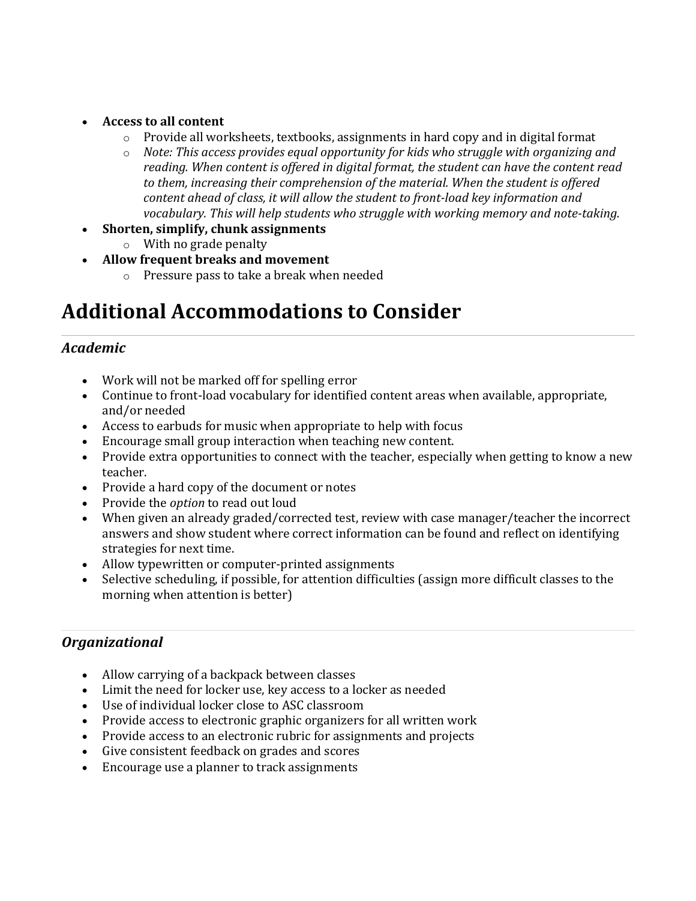- **Access to all content**
  - Provide all worksheets, textbooks, assignments in hard copy and in digital format
  - *Note: This access provides equal opportunity for kids who struggle with organizing and reading. When content is offered in digital format, the student can have the content read to them, increasing their comprehension of the material. When the student is offered content ahead of class, it will allow the student to front-load key information and vocabulary. This will help students who struggle with working memory and note-taking.*
- **Shorten, simplify, chunk assignments**
  - With no grade penalty
- **Allow frequent breaks and movement**
  - Pressure pass to take a break when needed

# Additional Accommodations to Consider

## *Academic*

- Work will not be marked off for spelling error
- Continue to front-load vocabulary for identified content areas when available, appropriate, and/or needed
- Access to earbuds for music when appropriate to help with focus
- Encourage small group interaction when teaching new content.
- Provide extra opportunities to connect with the teacher, especially when getting to know a new teacher.
- Provide a hard copy of the document or notes
- Provide the *option* to read out loud
- When given an already graded/corrected test, review with case manager/teacher the incorrect answers and show student where correct information can be found and reflect on identifying strategies for next time.
- Allow typewritten or computer-printed assignments
- Selective scheduling, if possible, for attention difficulties (assign more difficult classes to the morning when attention is better)

## *Organizational*

- Allow carrying of a backpack between classes
- Limit the need for locker use, key access to a locker as needed
- Use of individual locker close to ASC classroom
- Provide access to electronic graphic organizers for all written work
- Provide access to an electronic rubric for assignments and projects
- Give consistent feedback on grades and scores
- Encourage use a planner to track assignments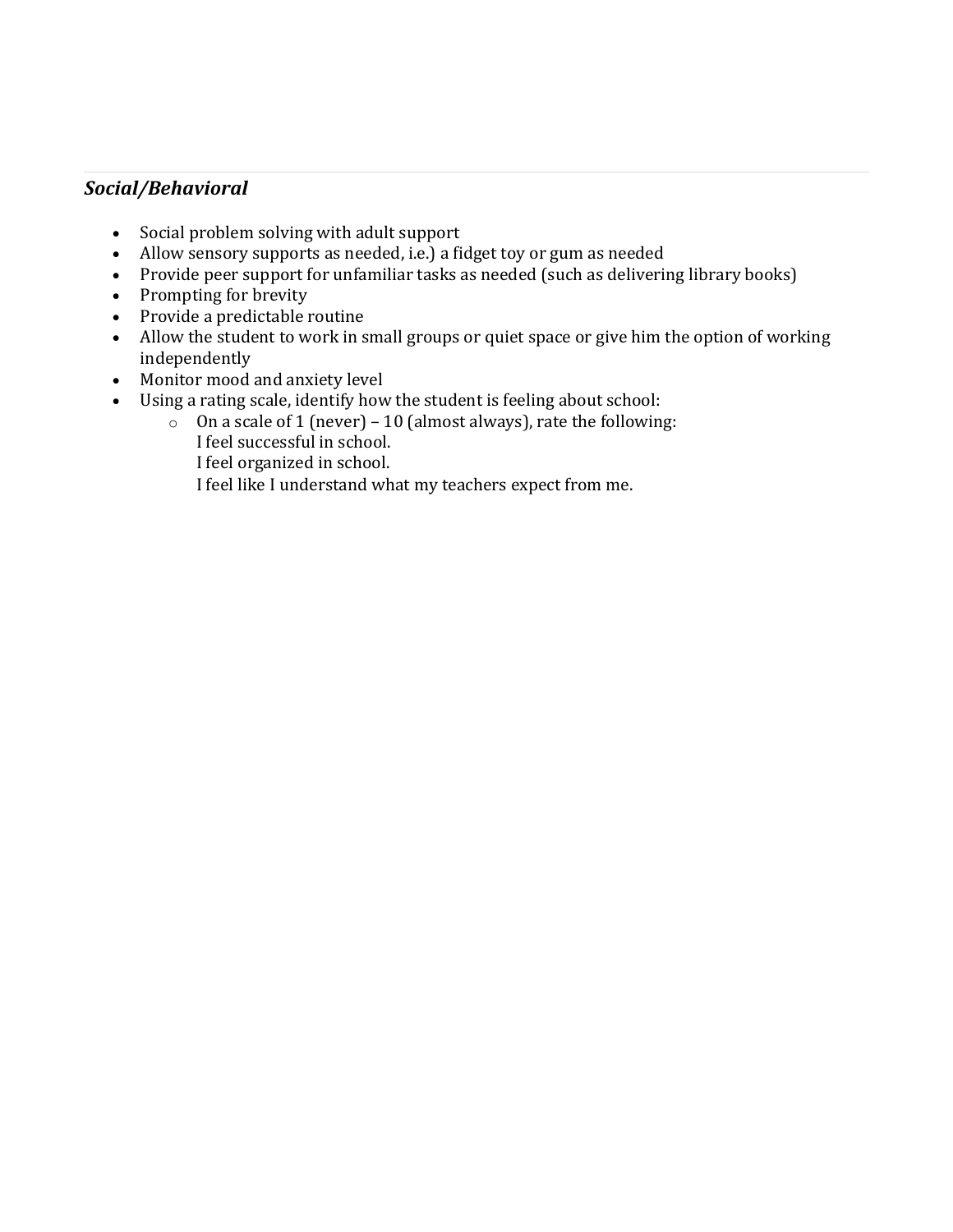### *Social/Behavioral*

- Social problem solving with adult support
- Allow sensory supports as needed, i.e.) a fidget toy or gum as needed
- Provide peer support for unfamiliar tasks as needed (such as delivering library books)
- Prompting for brevity
- Provide a predictable routine
- Allow the student to work in small groups or quiet space or give him the option of working independently
- Monitor mood and anxiety level
- Using a rating scale, identify how the student is feeling about school:
    - On a scale of 1 (never) – 10 (almost always), rate the following:
      I feel successful in school.
      I feel organized in school.
      I feel like I understand what my teachers expect from me.